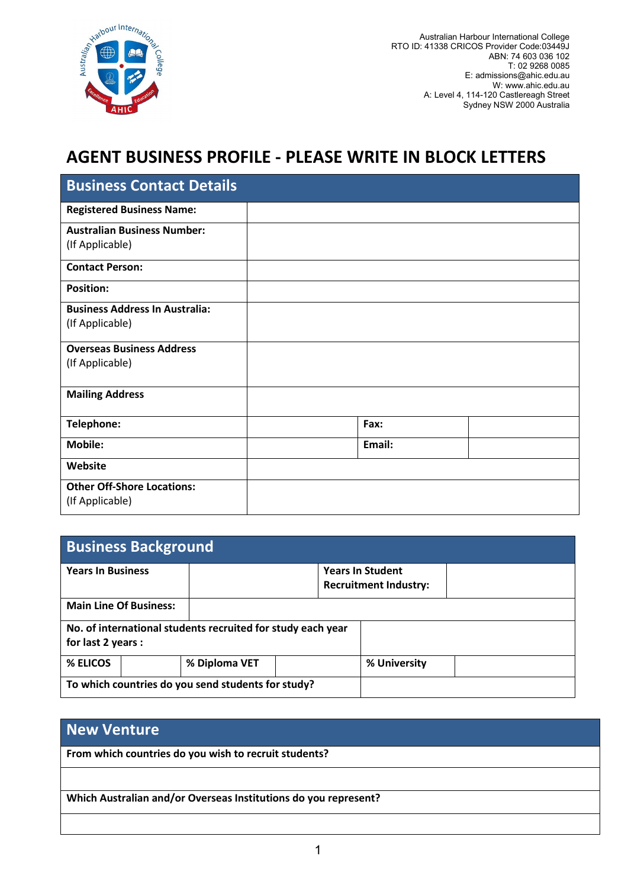Australian Harbour International College
RTO ID: 41338 CRICOS Provider Code:03449J
ABN: 74 603 036 102
T: 02 9268 0085
E: admissions@ahic.edu.au
W: www.ahic.edu.au
A: Level 4, 114-120 Castlereagh Street
Sydney NSW 2000 Australia

# AGENT BUSINESS PROFILE - PLEASE WRITE IN BLOCK LETTERS

## Business Contact Details

| | | | |
|---|---|---|---|
| **Registered Business Name:** | | | |
| **Australian Business Number:** (If Applicable) | | | |
| **Contact Person:** | | | |
| **Position:** | | | |
| **Business Address In Australia:** (If Applicable) | | | |
| **Overseas Business Address** (If Applicable) | | | |
| **Mailing Address** | | | |
| **Telephone:** | | **Fax:** | |
| **Mobile:** | | **Email:** | |
| **Website** | | | |
| **Other Off-Shore Locations:** (If Applicable) | | | |

## Business Background

| | | | | | |
|---|---|---|---|---|---|
| **Years In Business** | | | **Years In Student Recruitment Industry:** | | |
| **Main Line Of Business:** | | | | | |
| **No. of international students recruited for study each year for last 2 years :** | | | | | |
| **% ELICOS** | | **% Diploma VET** | | **% University** | |
| **To which countries do you send students for study?** | | | | | |

## New Venture

| |
|---|
| **From which countries do you wish to recruit students?** |
| |
| **Which Australian and/or Overseas Institutions do you represent?** |
| |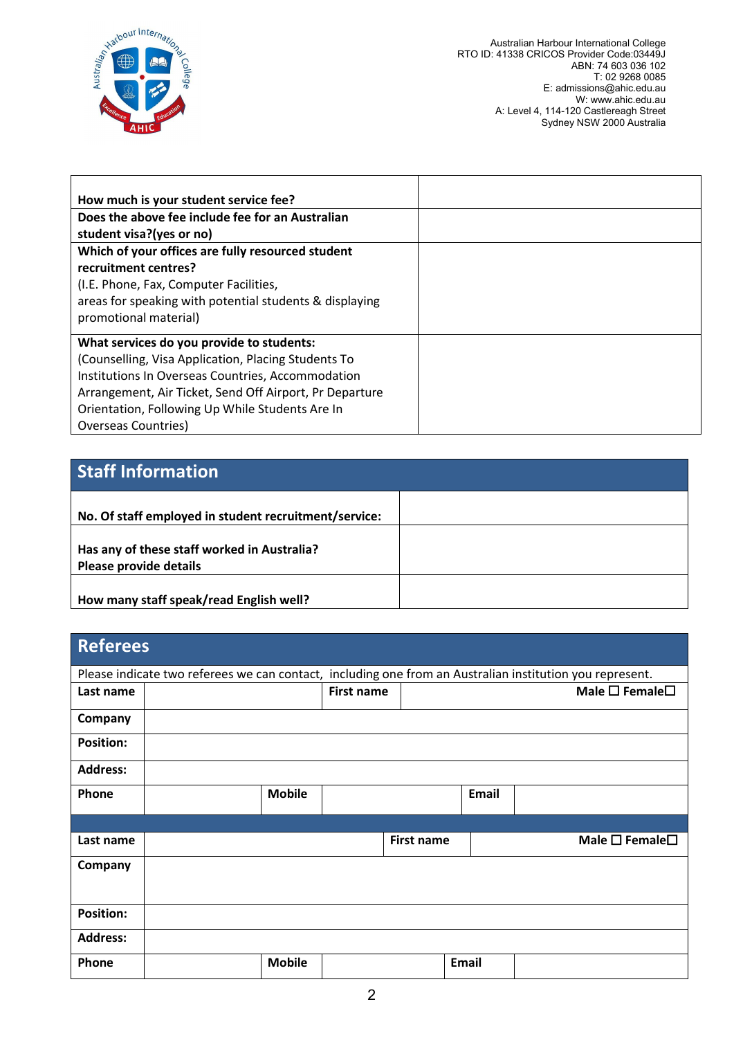Australian Harbour International College
RTO ID: 41338 CRICOS Provider Code:03449J
ABN: 74 603 036 102
T: 02 9268 0085
E: admissions@ahic.edu.au
W: www.ahic.edu.au
A: Level 4, 114-120 Castlereagh Street
Sydney NSW 2000 Australia

| | |
|---|---|
| **How much is your student service fee?** | |
| **Does the above fee include fee for an Australian student visa?(yes or no)** | |
| **Which of your offices are fully resourced student recruitment centres?** (I.E. Phone, Fax, Computer Facilities, areas for speaking with potential students & displaying promotional material) | |
| **What services do you provide to students:** (Counselling, Visa Application, Placing Students To Institutions In Overseas Countries, Accommodation Arrangement, Air Ticket, Send Off Airport, Pr Departure Orientation, Following Up While Students Are In Overseas Countries) | |

## Staff Information

| | |
|---|---|
| **No. Of staff employed in student recruitment/service:** | |
| **Has any of these staff worked in Australia? Please provide details** | |
| **How many staff speak/read English well?** | |

## Referees

Please indicate two referees we can contact, including one from an Australian institution you represent.

| | | | | | |
|---|---|---|---|---|---|
| **Last name** | | **First name** | | | **Male ☐ Female☐** |
| **Company** | | | | | |
| **Position:** | | | | | |
| **Address:** | | | | | |
| **Phone** | | **Mobile** | | **Email** | |

| | | | | | |
|---|---|---|---|---|---|
| **Last name** | | **First name** | | | **Male ☐ Female☐** |
| **Company** | | | | | |
| **Position:** | | | | | |
| **Address:** | | | | | |
| **Phone** | | **Mobile** | | **Email** | |